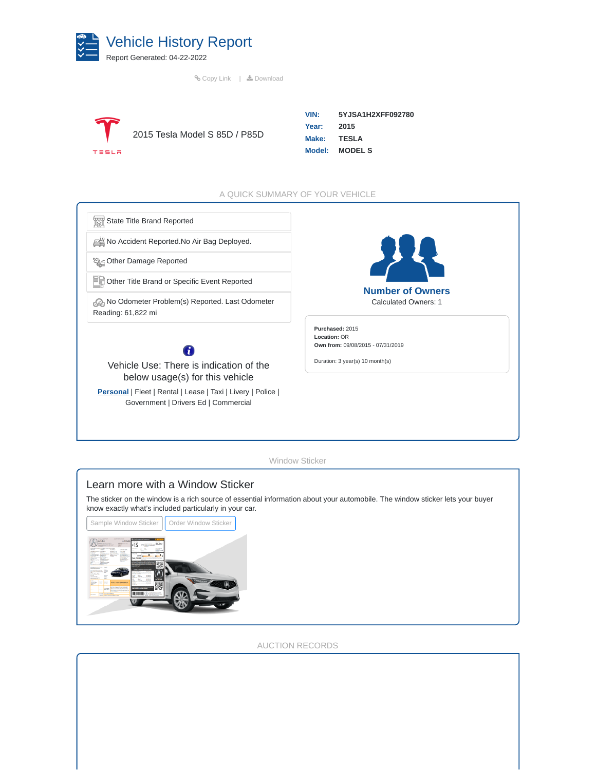# Vehicle History Report

Report Generated: 04-22-2022

Copy Link | Download

2015 Tesla Model S 85D / P85D

| | |
|---|---|
| **VIN:** | **5YJSA1H2XFF092780** |
| **Year:** | **2015** |
| **Make:** | **TESLA** |
| **Model:** | **MODEL S** |

## A QUICK SUMMARY OF YOUR VEHICLE

- State Title Brand Reported
- No Accident Reported.No Air Bag Deployed.
- Other Damage Reported
- Other Title Brand or Specific Event Reported
- No Odometer Problem(s) Reported. Last Odometer Reading: 61,822 mi

Vehicle Use: There is indication of the below usage(s) for this vehicle

**Personal** | Fleet | Rental | Lease | Taxi | Livery | Police | Government | Drivers Ed | Commercial

**Number of Owners**

Calculated Owners: 1

**Purchased:** 2015
**Location:** OR
**Own from:** 09/08/2015 - 07/31/2019

Duration: 3 year(s) 10 month(s)

## Window Sticker

### Learn more with a Window Sticker

The sticker on the window is a rich source of essential information about your automobile. The window sticker lets your buyer know exactly what's included particularly in your car.

Sample Window Sticker | Order Window Sticker

## AUCTION RECORDS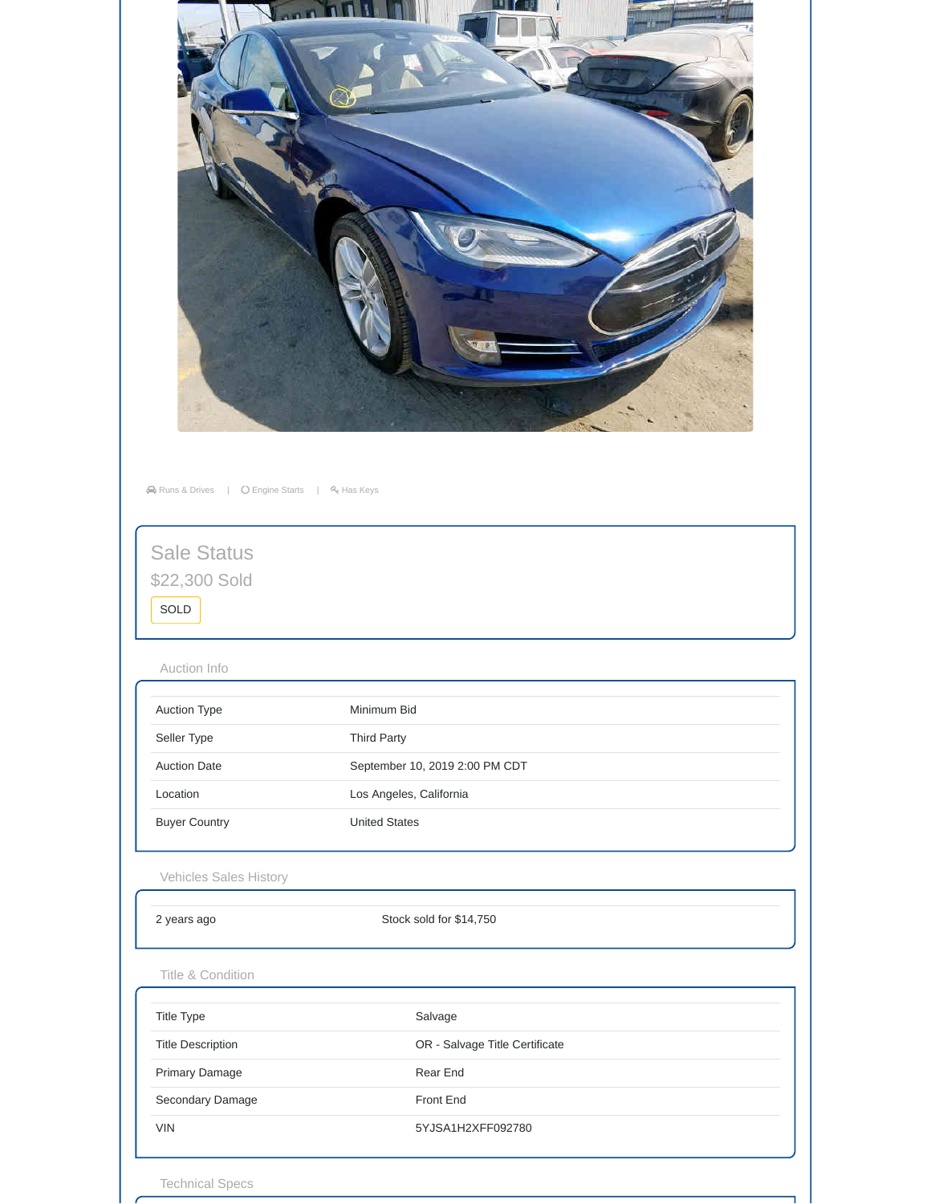Runs & Drives | Engine Starts | Has Keys

## Sale Status

$22,300 Sold

SOLD

### Auction Info

| | |
|---|---|
| Auction Type | Minimum Bid |
| Seller Type | Third Party |
| Auction Date | September 10, 2019 2:00 PM CDT |
| Location | Los Angeles, California |
| Buyer Country | United States |

### Vehicles Sales History

| | |
|---|---|
| 2 years ago | Stock sold for $14,750 |

### Title & Condition

| | |
|---|---|
| Title Type | Salvage |
| Title Description | OR - Salvage Title Certificate |
| Primary Damage | Rear End |
| Secondary Damage | Front End |
| VIN | 5YJSA1H2XFF092780 |

### Technical Specs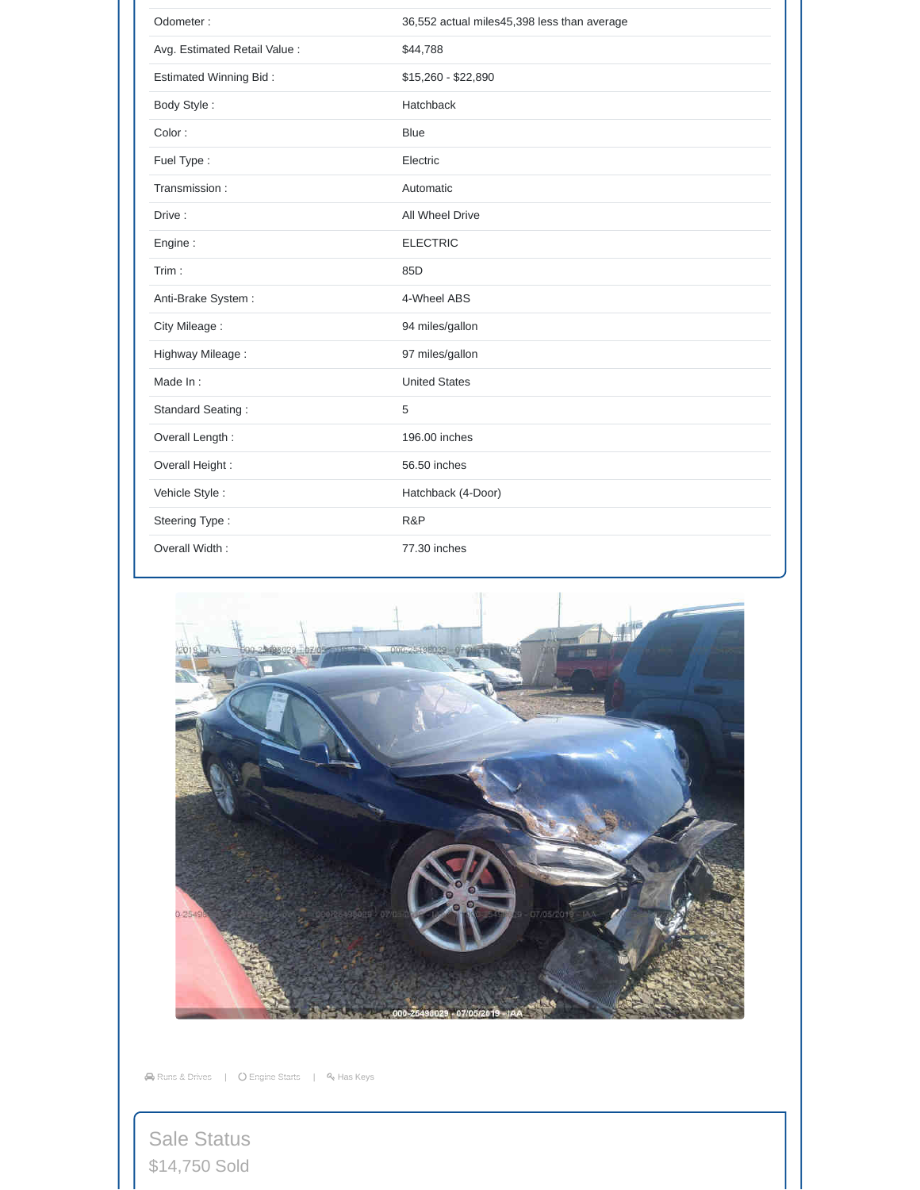| | |
|---|---|
| Odometer : | 36,552 actual miles45,398 less than average |
| Avg. Estimated Retail Value : | $44,788 |
| Estimated Winning Bid : | $15,260 - $22,890 |
| Body Style : | Hatchback |
| Color : | Blue |
| Fuel Type : | Electric |
| Transmission : | Automatic |
| Drive : | All Wheel Drive |
| Engine : | ELECTRIC |
| Trim : | 85D |
| Anti-Brake System : | 4-Wheel ABS |
| City Mileage : | 94 miles/gallon |
| Highway Mileage : | 97 miles/gallon |
| Made In : | United States |
| Standard Seating : | 5 |
| Overall Length : | 196.00 inches |
| Overall Height : | 56.50 inches |
| Vehicle Style : | Hatchback (4-Door) |
| Steering Type : | R&P |
| Overall Width : | 77.30 inches |

Runs & Drives | Engine Starts | Has Keys

Sale Status

$14,750 Sold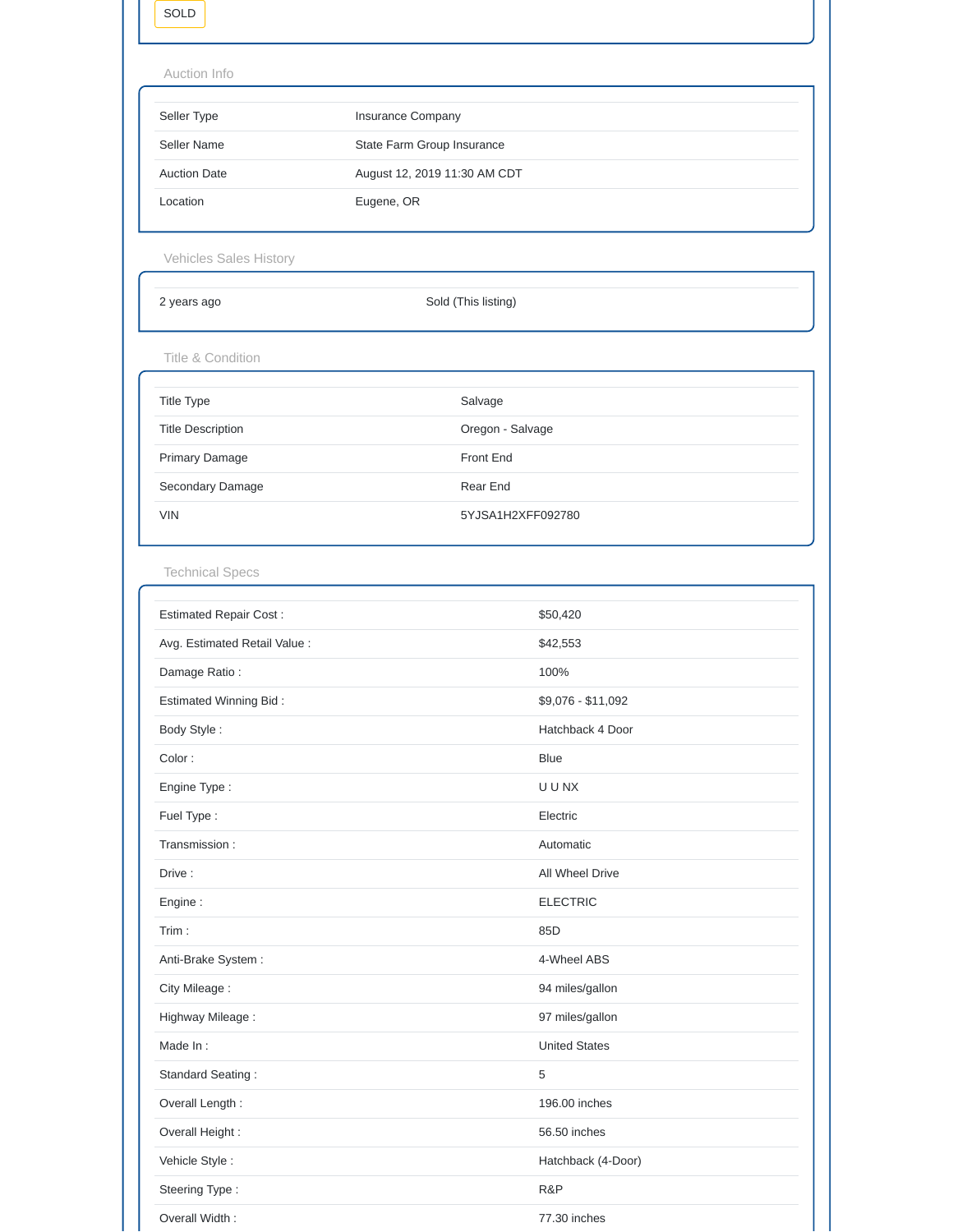SOLD

## Auction Info

| | |
|---|---|
| Seller Type | Insurance Company |
| Seller Name | State Farm Group Insurance |
| Auction Date | August 12, 2019 11:30 AM CDT |
| Location | Eugene, OR |

## Vehicles Sales History

| | |
|---|---|
| 2 years ago | Sold (This listing) |

## Title & Condition

| | |
|---|---|
| Title Type | Salvage |
| Title Description | Oregon - Salvage |
| Primary Damage | Front End |
| Secondary Damage | Rear End |
| VIN | 5YJSA1H2XFF092780 |

## Technical Specs

| | |
|---|---|
| Estimated Repair Cost : | $50,420 |
| Avg. Estimated Retail Value : | $42,553 |
| Damage Ratio : | 100% |
| Estimated Winning Bid : | $9,076 - $11,092 |
| Body Style : | Hatchback 4 Door |
| Color : | Blue |
| Engine Type : | U U NX |
| Fuel Type : | Electric |
| Transmission : | Automatic |
| Drive : | All Wheel Drive |
| Engine : | ELECTRIC |
| Trim : | 85D |
| Anti-Brake System : | 4-Wheel ABS |
| City Mileage : | 94 miles/gallon |
| Highway Mileage : | 97 miles/gallon |
| Made In : | United States |
| Standard Seating : | 5 |
| Overall Length : | 196.00 inches |
| Overall Height : | 56.50 inches |
| Vehicle Style : | Hatchback (4-Door) |
| Steering Type : | R&P |
| Overall Width : | 77.30 inches |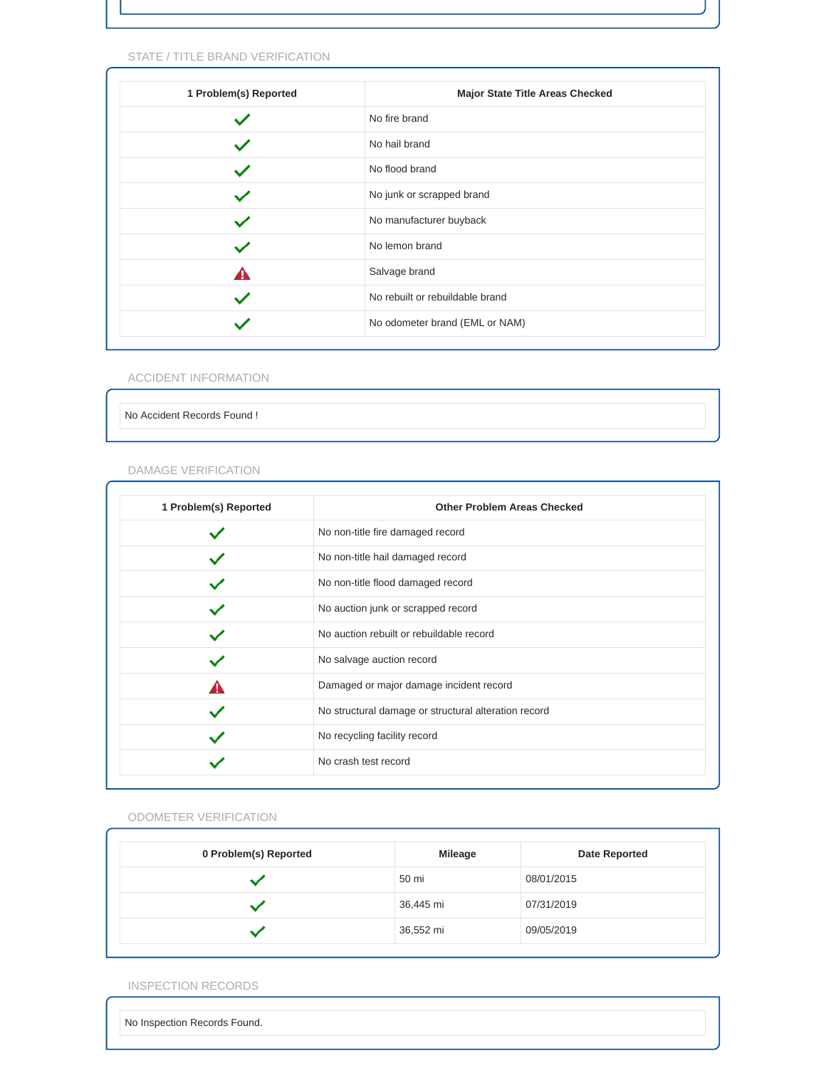## STATE / TITLE BRAND VERIFICATION

| 1 Problem(s) Reported | Major State Title Areas Checked |
|---|---|
| ✓ | No fire brand |
| ✓ | No hail brand |
| ✓ | No flood brand |
| ✓ | No junk or scrapped brand |
| ✓ | No manufacturer buyback |
| ✓ | No lemon brand |
| ⚠ | Salvage brand |
| ✓ | No rebuilt or rebuildable brand |
| ✓ | No odometer brand (EML or NAM) |

## ACCIDENT INFORMATION

No Accident Records Found !

## DAMAGE VERIFICATION

| 1 Problem(s) Reported | Other Problem Areas Checked |
|---|---|
| ✓ | No non-title fire damaged record |
| ✓ | No non-title hail damaged record |
| ✓ | No non-title flood damaged record |
| ✓ | No auction junk or scrapped record |
| ✓ | No auction rebuilt or rebuildable record |
| ✓ | No salvage auction record |
| ⚠ | Damaged or major damage incident record |
| ✓ | No structural damage or structural alteration record |
| ✓ | No recycling facility record |
| ✓ | No crash test record |

## ODOMETER VERIFICATION

| 0 Problem(s) Reported | Mileage | Date Reported |
|---|---|---|
| ✓ | 50 mi | 08/01/2015 |
| ✓ | 36,445 mi | 07/31/2019 |
| ✓ | 36,552 mi | 09/05/2019 |

## INSPECTION RECORDS

No Inspection Records Found.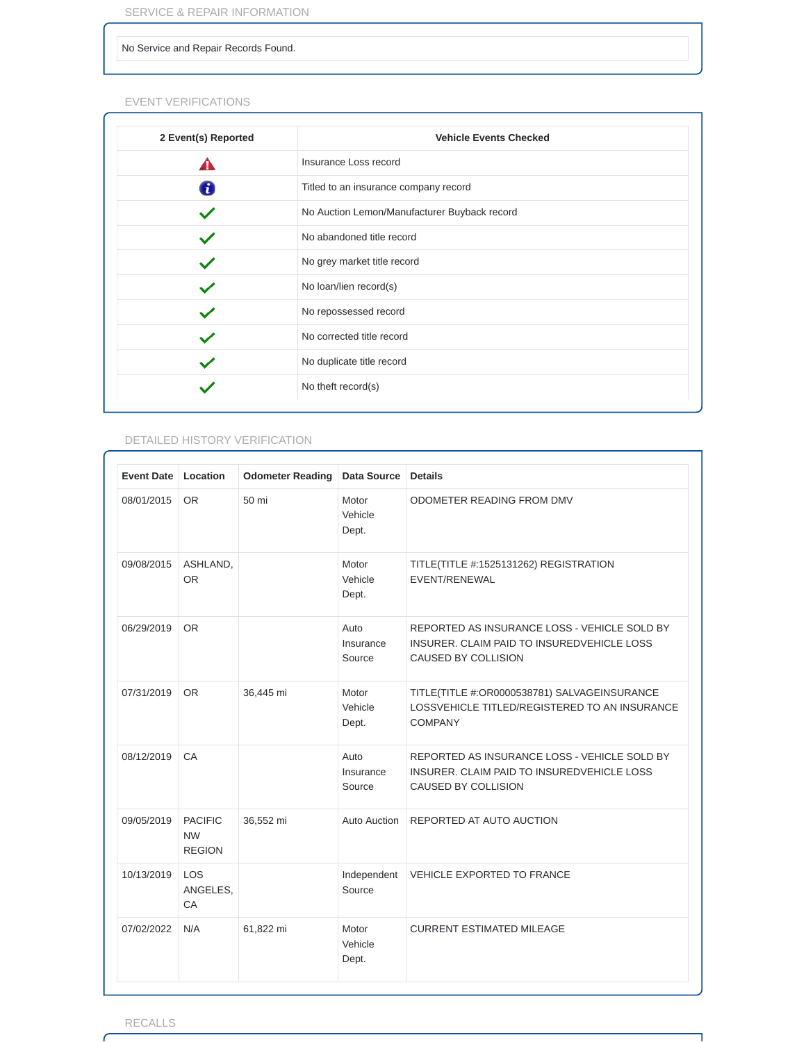## SERVICE & REPAIR INFORMATION

No Service and Repair Records Found.

## EVENT VERIFICATIONS

| 2 Event(s) Reported | Vehicle Events Checked |
|---|---|
| ⚠ | Insurance Loss record |
| ℹ | Titled to an insurance company record |
| ✓ | No Auction Lemon/Manufacturer Buyback record |
| ✓ | No abandoned title record |
| ✓ | No grey market title record |
| ✓ | No loan/lien record(s) |
| ✓ | No repossessed record |
| ✓ | No corrected title record |
| ✓ | No duplicate title record |
| ✓ | No theft record(s) |

## DETAILED HISTORY VERIFICATION

| Event Date | Location | Odometer Reading | Data Source | Details |
|---|---|---|---|---|
| 08/01/2015 | OR | 50 mi | Motor Vehicle Dept. | ODOMETER READING FROM DMV |
| 09/08/2015 | ASHLAND, OR | | Motor Vehicle Dept. | TITLE(TITLE #:1525131262) REGISTRATION EVENT/RENEWAL |
| 06/29/2019 | OR | | Auto Insurance Source | REPORTED AS INSURANCE LOSS - VEHICLE SOLD BY INSURER. CLAIM PAID TO INSUREDVEHICLE LOSS CAUSED BY COLLISION |
| 07/31/2019 | OR | 36,445 mi | Motor Vehicle Dept. | TITLE(TITLE #:OR0000538781) SALVAGEINSURANCE LOSSVEHICLE TITLED/REGISTERED TO AN INSURANCE COMPANY |
| 08/12/2019 | CA | | Auto Insurance Source | REPORTED AS INSURANCE LOSS - VEHICLE SOLD BY INSURER. CLAIM PAID TO INSUREDVEHICLE LOSS CAUSED BY COLLISION |
| 09/05/2019 | PACIFIC NW REGION | 36,552 mi | Auto Auction | REPORTED AT AUTO AUCTION |
| 10/13/2019 | LOS ANGELES, CA | | Independent Source | VEHICLE EXPORTED TO FRANCE |
| 07/02/2022 | N/A | 61,822 mi | Motor Vehicle Dept. | CURRENT ESTIMATED MILEAGE |

## RECALLS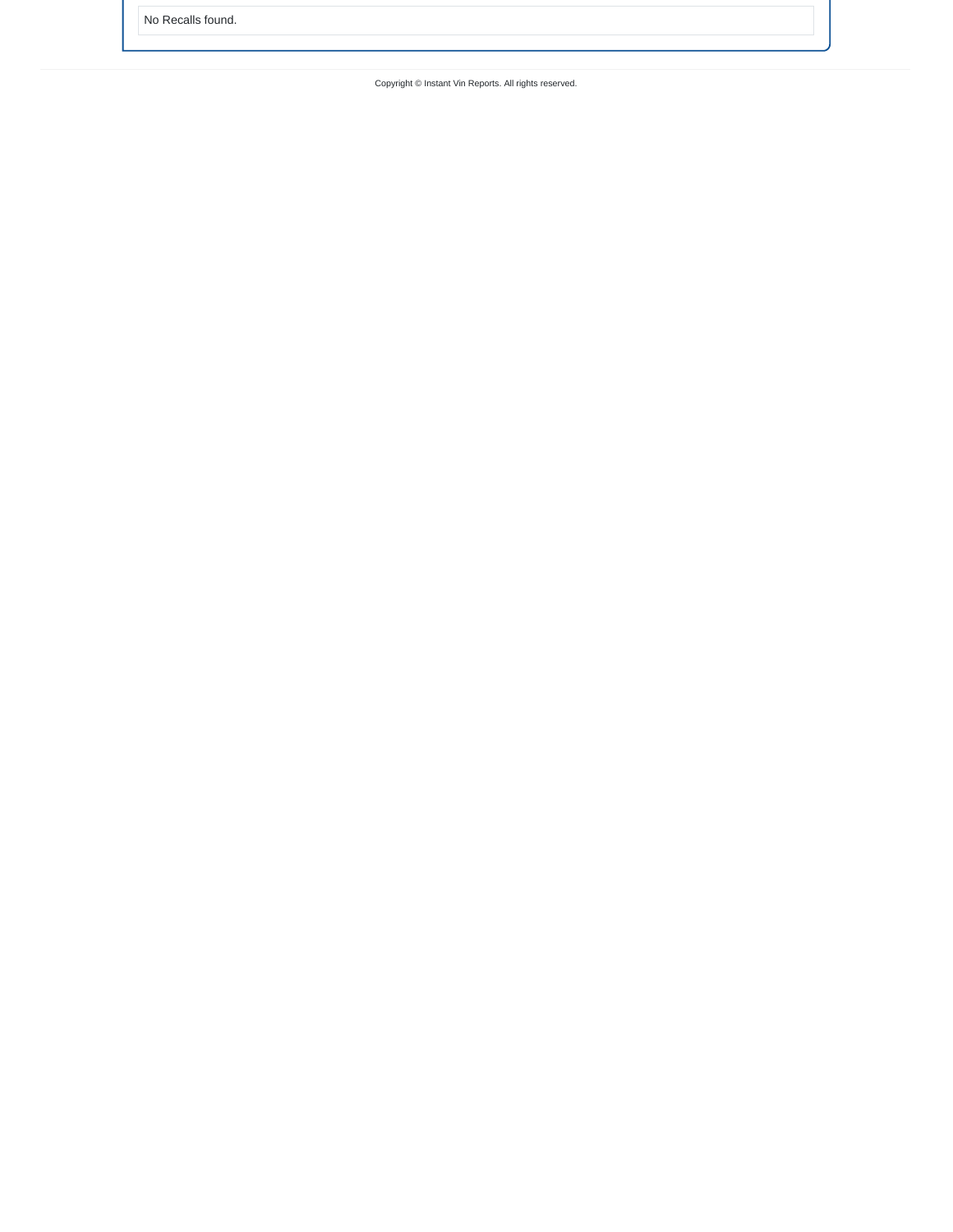No Recalls found.

Copyright © Instant Vin Reports. All rights reserved.